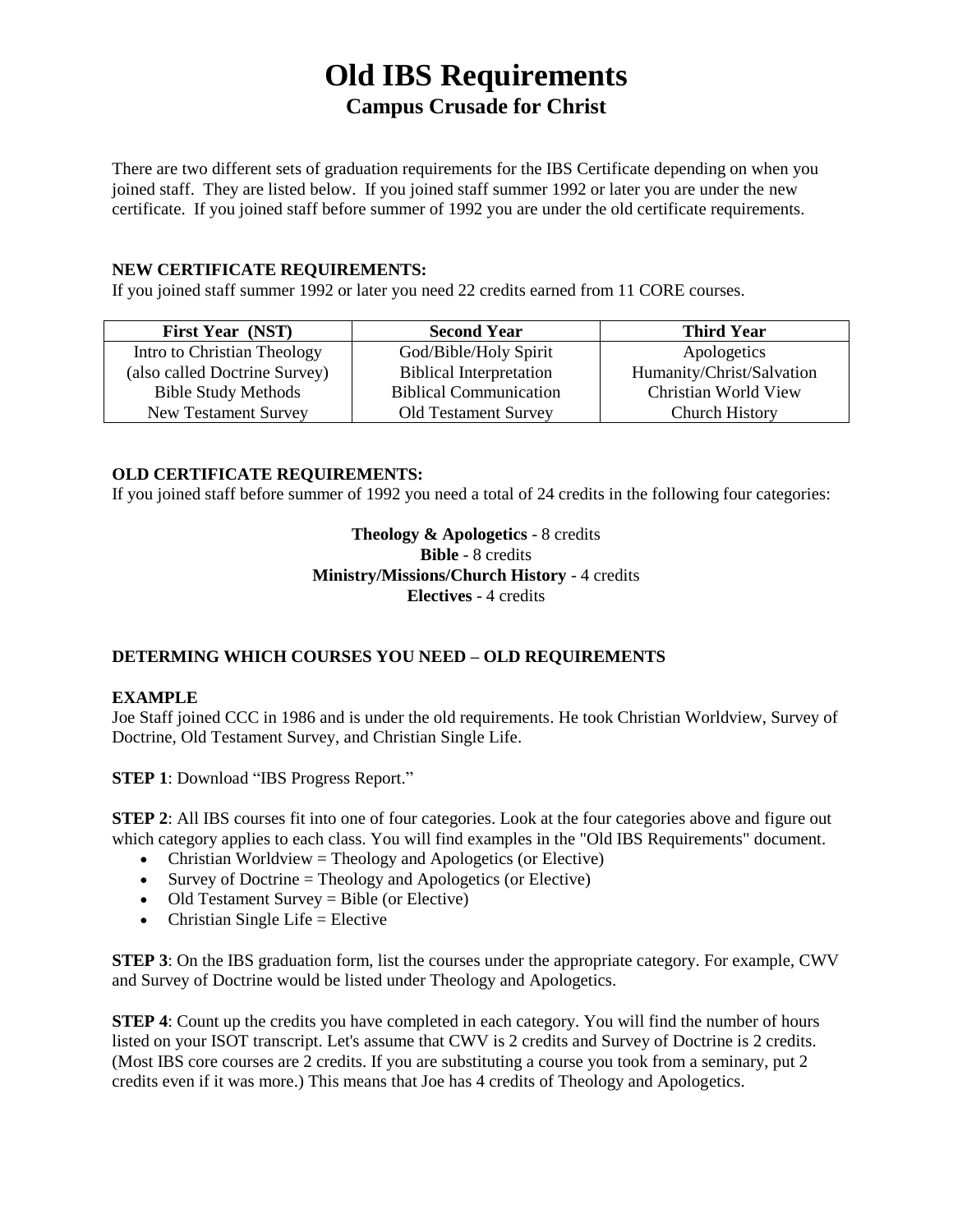# Old IBS Requirements

## Campus Crusade for Christ

There are two different sets of graduation requirements for the IBS Certificate depending on when you joined staff. They are listed below. If you joined staff summer 1992 or later you are under the new certificate. If you joined staff before summer of 1992 you are under the old certificate requirements.

**NEW CERTIFICATE REQUIREMENTS:**
If you joined staff summer 1992 or later you need 22 credits earned from 11 CORE courses.

| First Year (NST) | Second Year | Third Year |
|---|---|---|
| Intro to Christian Theology | God/Bible/Holy Spirit | Apologetics |
| (also called Doctrine Survey) | Biblical Interpretation | Humanity/Christ/Salvation |
| Bible Study Methods | Biblical Communication | Christian World View |
| New Testament Survey | Old Testament Survey | Church History |

**OLD CERTIFICATE REQUIREMENTS:**
If you joined staff before summer of 1992 you need a total of 24 credits in the following four categories:

**Theology & Apologetics** - 8 credits
**Bible** - 8 credits
**Ministry/Missions/Church History** - 4 credits
**Electives** - 4 credits

**DETERMING WHICH COURSES YOU NEED – OLD REQUIREMENTS**

**EXAMPLE**
Joe Staff joined CCC in 1986 and is under the old requirements. He took Christian Worldview, Survey of Doctrine, Old Testament Survey, and Christian Single Life.

**STEP 1**: Download "IBS Progress Report."

**STEP 2**: All IBS courses fit into one of four categories. Look at the four categories above and figure out which category applies to each class. You will find examples in the "Old IBS Requirements" document.

- Christian Worldview = Theology and Apologetics (or Elective)
- Survey of Doctrine = Theology and Apologetics (or Elective)
- Old Testament Survey = Bible (or Elective)
- Christian Single Life = Elective

**STEP 3**: On the IBS graduation form, list the courses under the appropriate category. For example, CWV and Survey of Doctrine would be listed under Theology and Apologetics.

**STEP 4**: Count up the credits you have completed in each category. You will find the number of hours listed on your ISOT transcript. Let's assume that CWV is 2 credits and Survey of Doctrine is 2 credits. (Most IBS core courses are 2 credits. If you are substituting a course you took from a seminary, put 2 credits even if it was more.) This means that Joe has 4 credits of Theology and Apologetics.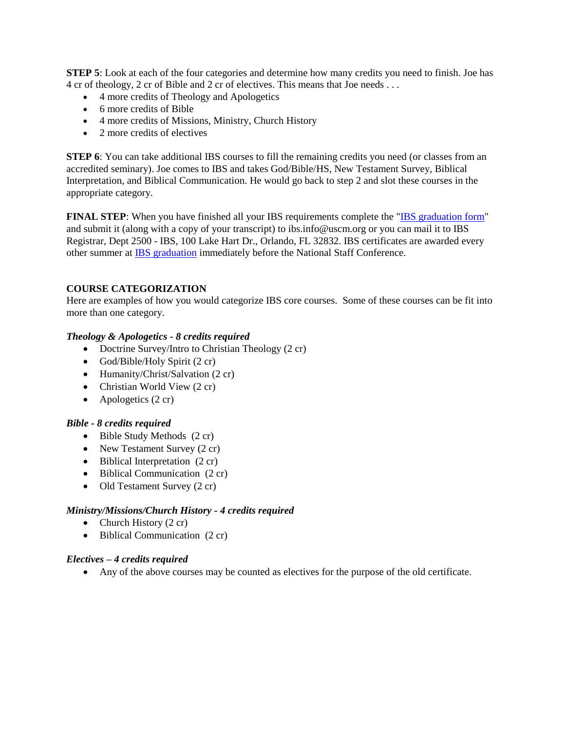**STEP 5**: Look at each of the four categories and determine how many credits you need to finish. Joe has 4 cr of theology, 2 cr of Bible and 2 cr of electives. This means that Joe needs . . .

- 4 more credits of Theology and Apologetics
- 6 more credits of Bible
- 4 more credits of Missions, Ministry, Church History
- 2 more credits of electives

**STEP 6**: You can take additional IBS courses to fill the remaining credits you need (or classes from an accredited seminary). Joe comes to IBS and takes God/Bible/HS, New Testament Survey, Biblical Interpretation, and Biblical Communication. He would go back to step 2 and slot these courses in the appropriate category.

**FINAL STEP**: When you have finished all your IBS requirements complete the "IBS graduation form" and submit it (along with a copy of your transcript) to ibs.info@uscm.org or you can mail it to IBS Registrar, Dept 2500 - IBS, 100 Lake Hart Dr., Orlando, FL 32832. IBS certificates are awarded every other summer at IBS graduation immediately before the National Staff Conference.

## COURSE CATEGORIZATION

Here are examples of how you would categorize IBS core courses. Some of these courses can be fit into more than one category.

***Theology & Apologetics - 8 credits required***

- Doctrine Survey/Intro to Christian Theology (2 cr)
- God/Bible/Holy Spirit (2 cr)
- Humanity/Christ/Salvation (2 cr)
- Christian World View (2 cr)
- Apologetics (2 cr)

***Bible - 8 credits required***

- Bible Study Methods (2 cr)
- New Testament Survey (2 cr)
- Biblical Interpretation (2 cr)
- Biblical Communication (2 cr)
- Old Testament Survey (2 cr)

***Ministry/Missions/Church History - 4 credits required***

- Church History (2 cr)
- Biblical Communication (2 cr)

***Electives – 4 credits required***

- Any of the above courses may be counted as electives for the purpose of the old certificate.